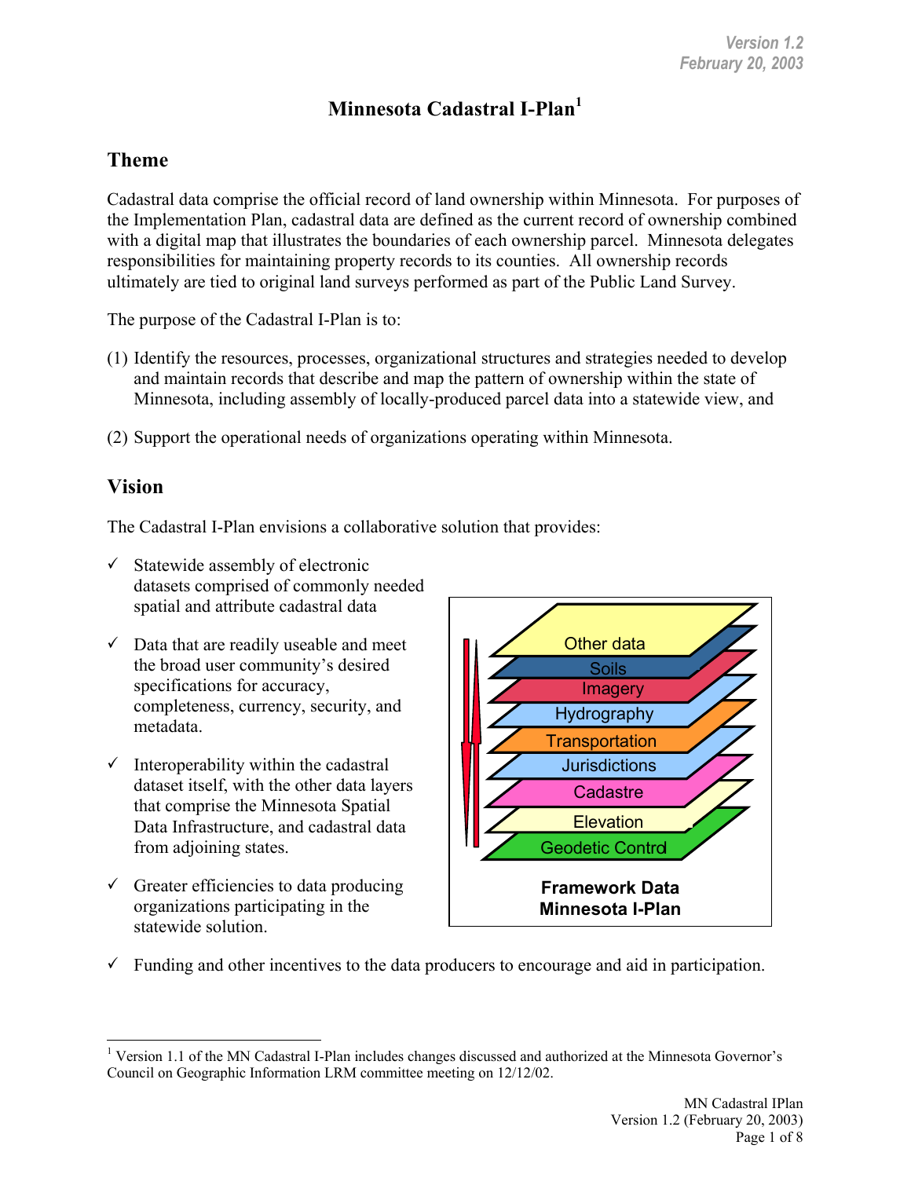# Minnesota Cadastral I-Plan[1]

## Theme

Cadastral data comprise the official record of land ownership within Minnesota. For purposes of the Implementation Plan, cadastral data are defined as the current record of ownership combined with a digital map that illustrates the boundaries of each ownership parcel. Minnesota delegates responsibilities for maintaining property records to its counties. All ownership records ultimately are tied to original land surveys performed as part of the Public Land Survey.

The purpose of the Cadastral I-Plan is to:

(1) Identify the resources, processes, organizational structures and strategies needed to develop and maintain records that describe and map the pattern of ownership within the state of Minnesota, including assembly of locally-produced parcel data into a statewide view, and

(2) Support the operational needs of organizations operating within Minnesota.

## Vision

The Cadastral I-Plan envisions a collaborative solution that provides:

- ✓ Statewide assembly of electronic datasets comprised of commonly needed spatial and attribute cadastral data
- ✓ Data that are readily useable and meet the broad user community's desired specifications for accuracy, completeness, currency, security, and metadata.
- ✓ Interoperability within the cadastral dataset itself, with the other data layers that comprise the Minnesota Spatial Data Infrastructure, and cadastral data from adjoining states.
- ✓ Greater efficiencies to data producing organizations participating in the statewide solution.
- ✓ Funding and other incentives to the data producers to encourage and aid in participation.

Other data / Soils / Imagery / Hydrography / Transportation / Jurisdictions / Cadastre / Elevation / Geodetic Control

**Framework Data**
**Minnesota I-Plan**

---

[1] Version 1.1 of the MN Cadastral I-Plan includes changes discussed and authorized at the Minnesota Governor's Council on Geographic Information LRM committee meeting on 12/12/02.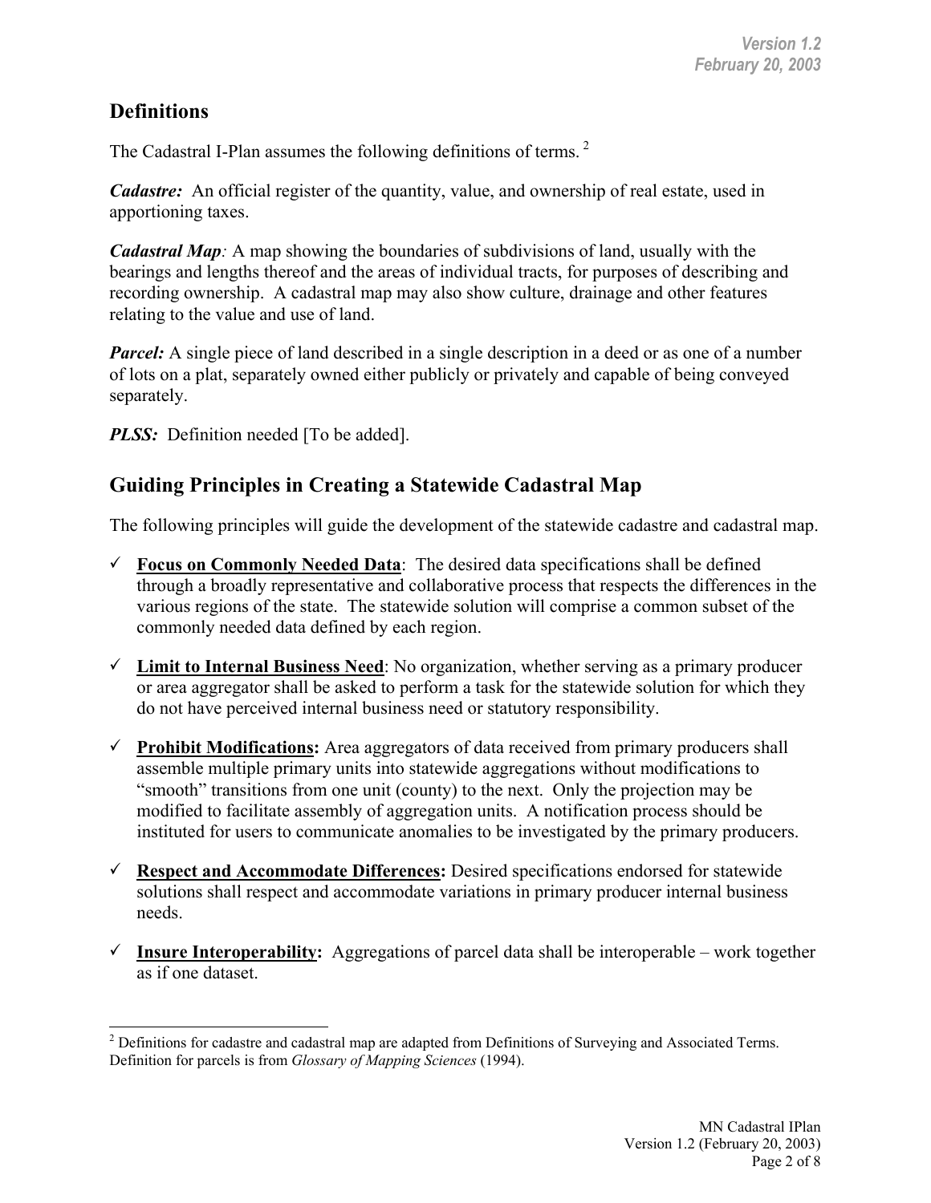## Definitions

The Cadastral I-Plan assumes the following definitions of terms.[2]

***Cadastre:*** An official register of the quantity, value, and ownership of real estate, used in apportioning taxes.

***Cadastral Map****:* A map showing the boundaries of subdivisions of land, usually with the bearings and lengths thereof and the areas of individual tracts, for purposes of describing and recording ownership. A cadastral map may also show culture, drainage and other features relating to the value and use of land.

***Parcel:*** A single piece of land described in a single description in a deed or as one of a number of lots on a plat, separately owned either publicly or privately and capable of being conveyed separately.

***PLSS:*** Definition needed [To be added].

## Guiding Principles in Creating a Statewide Cadastral Map

The following principles will guide the development of the statewide cadastre and cadastral map.

- ✓ **Focus on Commonly Needed Data**: The desired data specifications shall be defined through a broadly representative and collaborative process that respects the differences in the various regions of the state. The statewide solution will comprise a common subset of the commonly needed data defined by each region.

- ✓ **Limit to Internal Business Need**: No organization, whether serving as a primary producer or area aggregator shall be asked to perform a task for the statewide solution for which they do not have perceived internal business need or statutory responsibility.

- ✓ **Prohibit Modifications:** Area aggregators of data received from primary producers shall assemble multiple primary units into statewide aggregations without modifications to "smooth" transitions from one unit (county) to the next. Only the projection may be modified to facilitate assembly of aggregation units. A notification process should be instituted for users to communicate anomalies to be investigated by the primary producers.

- ✓ **Respect and Accommodate Differences:** Desired specifications endorsed for statewide solutions shall respect and accommodate variations in primary producer internal business needs.

- ✓ **Insure Interoperability:** Aggregations of parcel data shall be interoperable – work together as if one dataset.

---

[2] Definitions for cadastre and cadastral map are adapted from Definitions of Surveying and Associated Terms. Definition for parcels is from *Glossary of Mapping Sciences* (1994).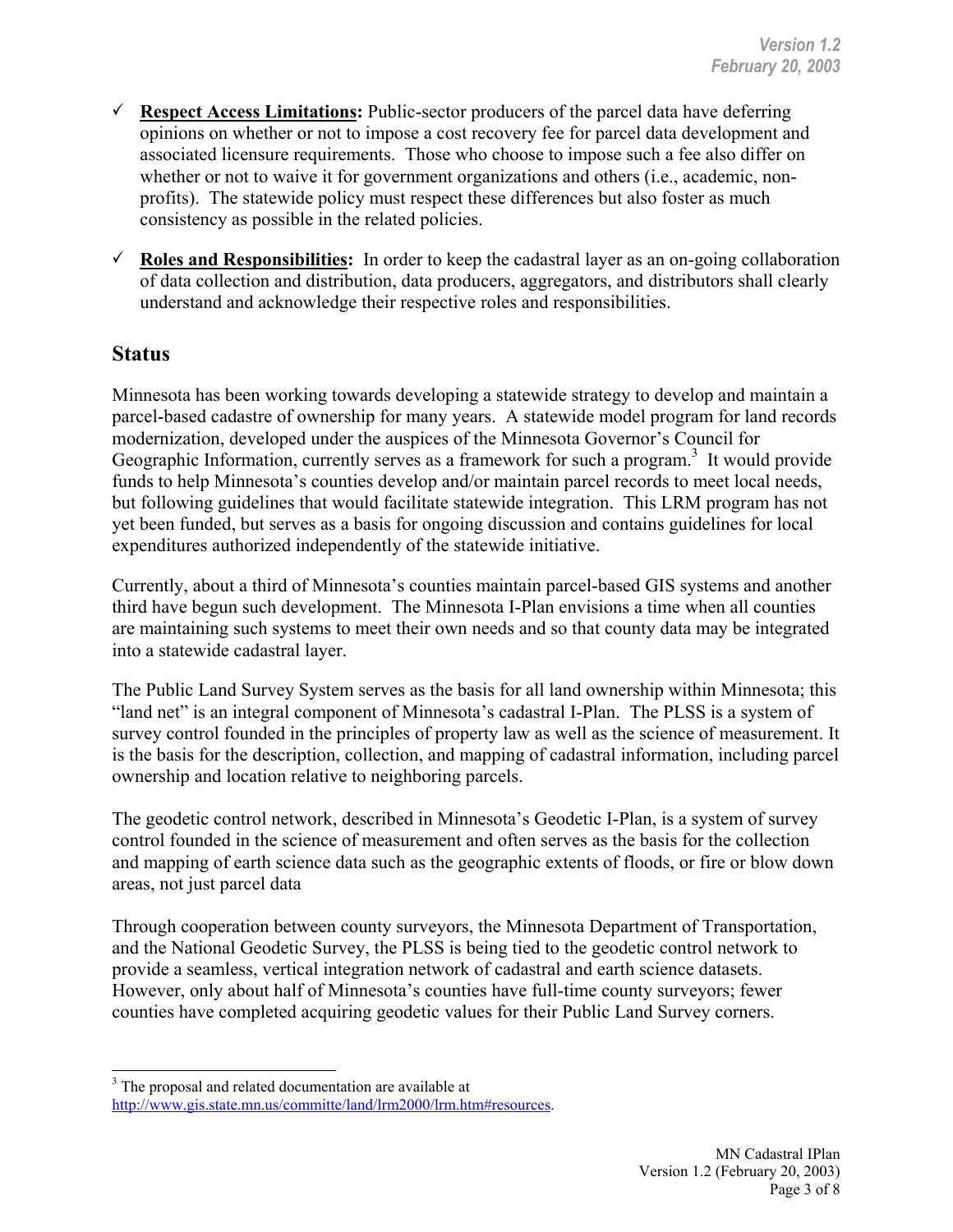- ✓ **<u>Respect Access Limitations</u>:** Public-sector producers of the parcel data have deferring opinions on whether or not to impose a cost recovery fee for parcel data development and associated licensure requirements. Those who choose to impose such a fee also differ on whether or not to waive it for government organizations and others (i.e., academic, non-profits). The statewide policy must respect these differences but also foster as much consistency as possible in the related policies.

- ✓ **<u>Roles and Responsibilities</u>:** In order to keep the cadastral layer as an on-going collaboration of data collection and distribution, data producers, aggregators, and distributors shall clearly understand and acknowledge their respective roles and responsibilities.

## Status

Minnesota has been working towards developing a statewide strategy to develop and maintain a parcel-based cadastre of ownership for many years. A statewide model program for land records modernization, developed under the auspices of the Minnesota Governor's Council for Geographic Information, currently serves as a framework for such a program.[3] It would provide funds to help Minnesota's counties develop and/or maintain parcel records to meet local needs, but following guidelines that would facilitate statewide integration. This LRM program has not yet been funded, but serves as a basis for ongoing discussion and contains guidelines for local expenditures authorized independently of the statewide initiative.

Currently, about a third of Minnesota's counties maintain parcel-based GIS systems and another third have begun such development. The Minnesota I-Plan envisions a time when all counties are maintaining such systems to meet their own needs and so that county data may be integrated into a statewide cadastral layer.

The Public Land Survey System serves as the basis for all land ownership within Minnesota; this "land net" is an integral component of Minnesota's cadastral I-Plan. The PLSS is a system of survey control founded in the principles of property law as well as the science of measurement. It is the basis for the description, collection, and mapping of cadastral information, including parcel ownership and location relative to neighboring parcels.

The geodetic control network, described in Minnesota's Geodetic I-Plan, is a system of survey control founded in the science of measurement and often serves as the basis for the collection and mapping of earth science data such as the geographic extents of floods, or fire or blow down areas, not just parcel data

Through cooperation between county surveyors, the Minnesota Department of Transportation, and the National Geodetic Survey, the PLSS is being tied to the geodetic control network to provide a seamless, vertical integration network of cadastral and earth science datasets. However, only about half of Minnesota's counties have full-time county surveyors; fewer counties have completed acquiring geodetic values for their Public Land Survey corners.

---

[3] The proposal and related documentation are available at http://www.gis.state.mn.us/committe/land/lrm2000/lrm.htm#resources.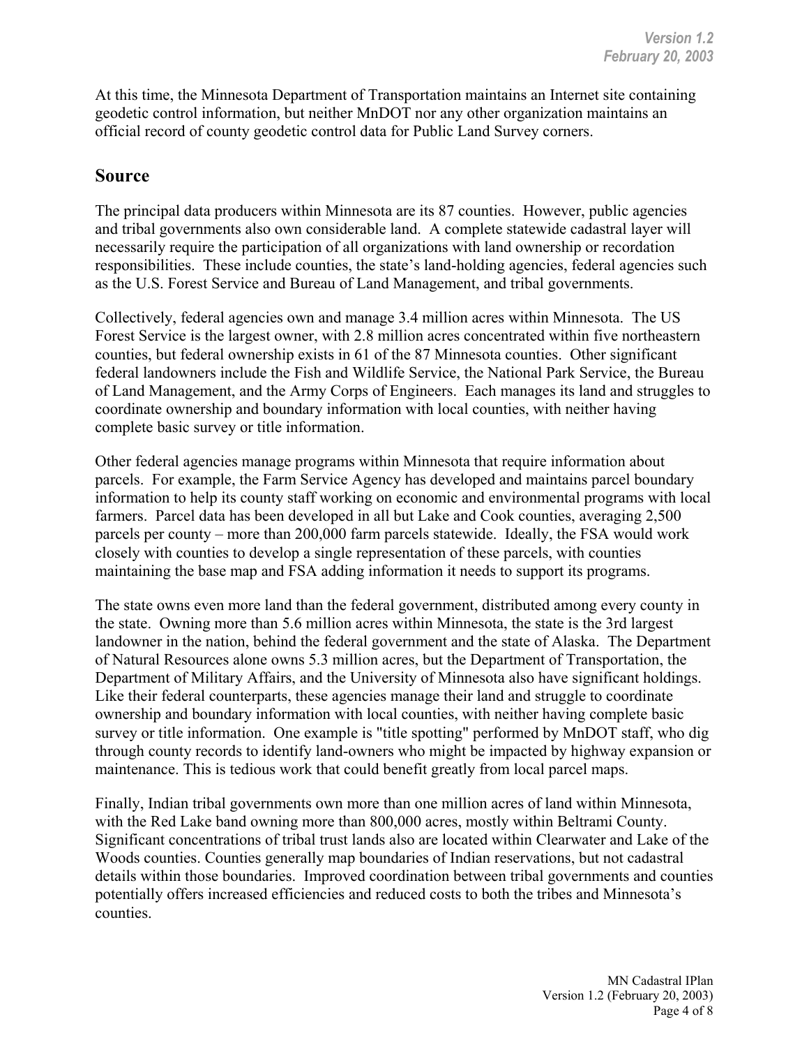At this time, the Minnesota Department of Transportation maintains an Internet site containing geodetic control information, but neither MnDOT nor any other organization maintains an official record of county geodetic control data for Public Land Survey corners.

## Source

The principal data producers within Minnesota are its 87 counties. However, public agencies and tribal governments also own considerable land. A complete statewide cadastral layer will necessarily require the participation of all organizations with land ownership or recordation responsibilities. These include counties, the state's land-holding agencies, federal agencies such as the U.S. Forest Service and Bureau of Land Management, and tribal governments.

Collectively, federal agencies own and manage 3.4 million acres within Minnesota. The US Forest Service is the largest owner, with 2.8 million acres concentrated within five northeastern counties, but federal ownership exists in 61 of the 87 Minnesota counties. Other significant federal landowners include the Fish and Wildlife Service, the National Park Service, the Bureau of Land Management, and the Army Corps of Engineers. Each manages its land and struggles to coordinate ownership and boundary information with local counties, with neither having complete basic survey or title information.

Other federal agencies manage programs within Minnesota that require information about parcels. For example, the Farm Service Agency has developed and maintains parcel boundary information to help its county staff working on economic and environmental programs with local farmers. Parcel data has been developed in all but Lake and Cook counties, averaging 2,500 parcels per county – more than 200,000 farm parcels statewide. Ideally, the FSA would work closely with counties to develop a single representation of these parcels, with counties maintaining the base map and FSA adding information it needs to support its programs.

The state owns even more land than the federal government, distributed among every county in the state. Owning more than 5.6 million acres within Minnesota, the state is the 3rd largest landowner in the nation, behind the federal government and the state of Alaska. The Department of Natural Resources alone owns 5.3 million acres, but the Department of Transportation, the Department of Military Affairs, and the University of Minnesota also have significant holdings. Like their federal counterparts, these agencies manage their land and struggle to coordinate ownership and boundary information with local counties, with neither having complete basic survey or title information. One example is "title spotting" performed by MnDOT staff, who dig through county records to identify land-owners who might be impacted by highway expansion or maintenance. This is tedious work that could benefit greatly from local parcel maps.

Finally, Indian tribal governments own more than one million acres of land within Minnesota, with the Red Lake band owning more than 800,000 acres, mostly within Beltrami County. Significant concentrations of tribal trust lands also are located within Clearwater and Lake of the Woods counties. Counties generally map boundaries of Indian reservations, but not cadastral details within those boundaries. Improved coordination between tribal governments and counties potentially offers increased efficiencies and reduced costs to both the tribes and Minnesota's counties.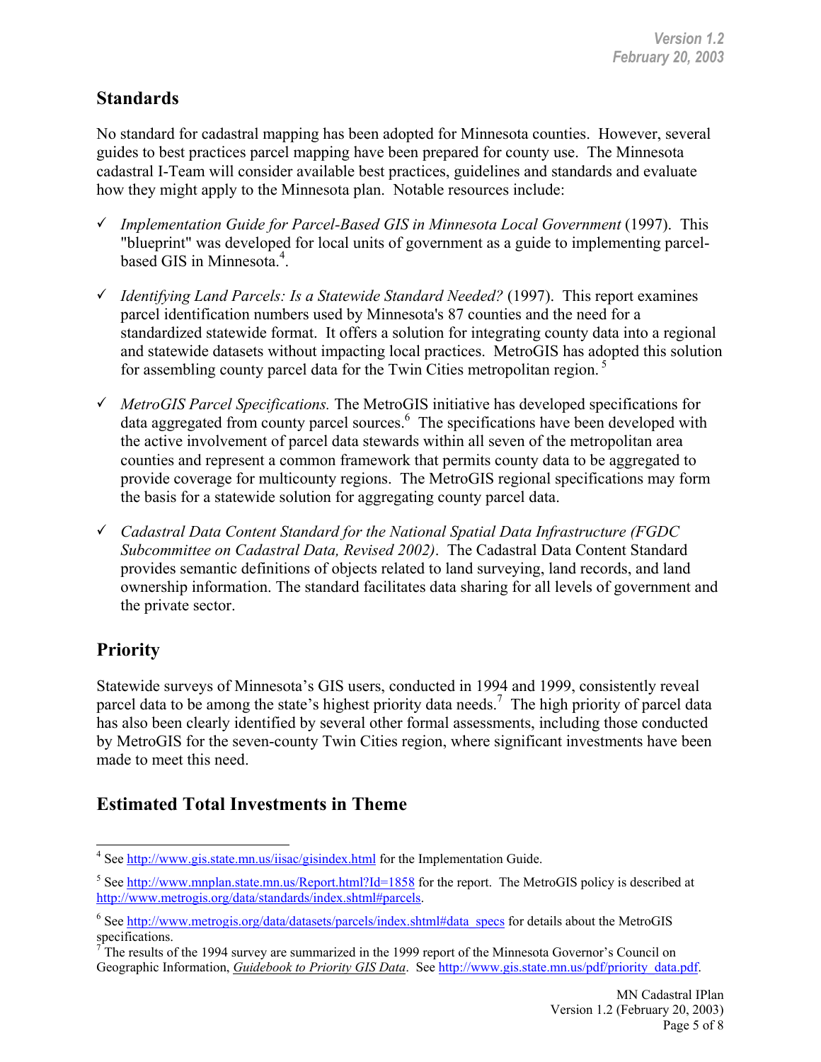## Standards

No standard for cadastral mapping has been adopted for Minnesota counties. However, several guides to best practices parcel mapping have been prepared for county use. The Minnesota cadastral I-Team will consider available best practices, guidelines and standards and evaluate how they might apply to the Minnesota plan. Notable resources include:

- ✓ *Implementation Guide for Parcel-Based GIS in Minnesota Local Government* (1997). This "blueprint" was developed for local units of government as a guide to implementing parcel-based GIS in Minnesota.[4].
- ✓ *Identifying Land Parcels: Is a Statewide Standard Needed?* (1997). This report examines parcel identification numbers used by Minnesota's 87 counties and the need for a standardized statewide format. It offers a solution for integrating county data into a regional and statewide datasets without impacting local practices. MetroGIS has adopted this solution for assembling county parcel data for the Twin Cities metropolitan region.[5]
- ✓ *MetroGIS Parcel Specifications.* The MetroGIS initiative has developed specifications for data aggregated from county parcel sources.[6] The specifications have been developed with the active involvement of parcel data stewards within all seven of the metropolitan area counties and represent a common framework that permits county data to be aggregated to provide coverage for multicounty regions. The MetroGIS regional specifications may form the basis for a statewide solution for aggregating county parcel data.
- ✓ *Cadastral Data Content Standard for the National Spatial Data Infrastructure (FGDC Subcommittee on Cadastral Data, Revised 2002)*. The Cadastral Data Content Standard provides semantic definitions of objects related to land surveying, land records, and land ownership information. The standard facilitates data sharing for all levels of government and the private sector.

## Priority

Statewide surveys of Minnesota's GIS users, conducted in 1994 and 1999, consistently reveal parcel data to be among the state's highest priority data needs.[7] The high priority of parcel data has also been clearly identified by several other formal assessments, including those conducted by MetroGIS for the seven-county Twin Cities region, where significant investments have been made to meet this need.

## Estimated Total Investments in Theme

---

[4] See http://www.gis.state.mn.us/iisac/gisindex.html for the Implementation Guide.

[5] See http://www.mnplan.state.mn.us/Report.html?Id=1858 for the report. The MetroGIS policy is described at http://www.metrogis.org/data/standards/index.shtml#parcels.

[6] See http://www.metrogis.org/data/datasets/parcels/index.shtml#data_specs for details about the MetroGIS specifications.

[7] The results of the 1994 survey are summarized in the 1999 report of the Minnesota Governor's Council on Geographic Information, *Guidebook to Priority GIS Data*. See http://www.gis.state.mn.us/pdf/priority_data.pdf.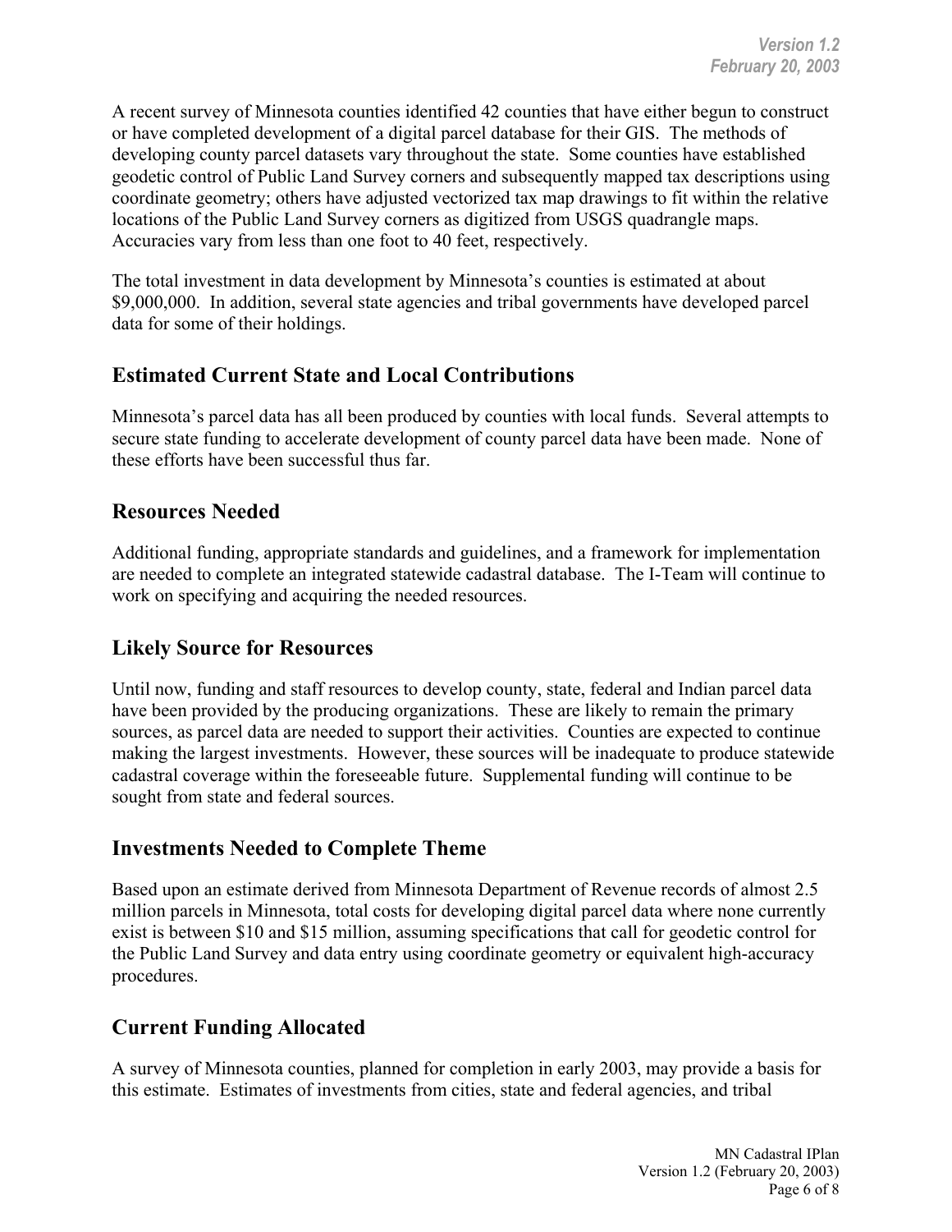A recent survey of Minnesota counties identified 42 counties that have either begun to construct or have completed development of a digital parcel database for their GIS. The methods of developing county parcel datasets vary throughout the state. Some counties have established geodetic control of Public Land Survey corners and subsequently mapped tax descriptions using coordinate geometry; others have adjusted vectorized tax map drawings to fit within the relative locations of the Public Land Survey corners as digitized from USGS quadrangle maps. Accuracies vary from less than one foot to 40 feet, respectively.

The total investment in data development by Minnesota's counties is estimated at about $9,000,000. In addition, several state agencies and tribal governments have developed parcel data for some of their holdings.

## Estimated Current State and Local Contributions

Minnesota's parcel data has all been produced by counties with local funds. Several attempts to secure state funding to accelerate development of county parcel data have been made. None of these efforts have been successful thus far.

## Resources Needed

Additional funding, appropriate standards and guidelines, and a framework for implementation are needed to complete an integrated statewide cadastral database. The I-Team will continue to work on specifying and acquiring the needed resources.

## Likely Source for Resources

Until now, funding and staff resources to develop county, state, federal and Indian parcel data have been provided by the producing organizations. These are likely to remain the primary sources, as parcel data are needed to support their activities. Counties are expected to continue making the largest investments. However, these sources will be inadequate to produce statewide cadastral coverage within the foreseeable future. Supplemental funding will continue to be sought from state and federal sources.

## Investments Needed to Complete Theme

Based upon an estimate derived from Minnesota Department of Revenue records of almost 2.5 million parcels in Minnesota, total costs for developing digital parcel data where none currently exist is between $10 and $15 million, assuming specifications that call for geodetic control for the Public Land Survey and data entry using coordinate geometry or equivalent high-accuracy procedures.

## Current Funding Allocated

A survey of Minnesota counties, planned for completion in early 2003, may provide a basis for this estimate. Estimates of investments from cities, state and federal agencies, and tribal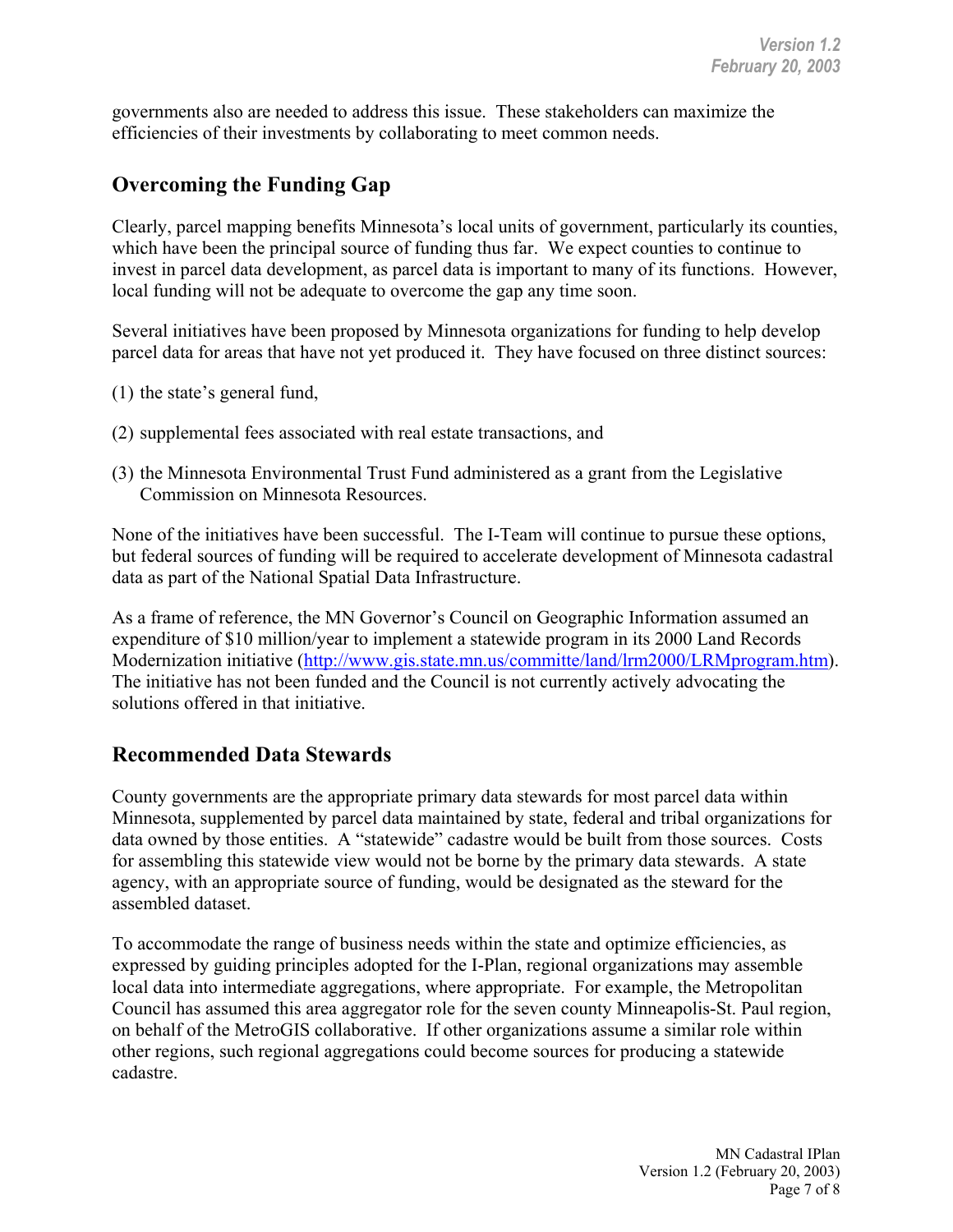governments also are needed to address this issue. These stakeholders can maximize the efficiencies of their investments by collaborating to meet common needs.

## Overcoming the Funding Gap

Clearly, parcel mapping benefits Minnesota's local units of government, particularly its counties, which have been the principal source of funding thus far. We expect counties to continue to invest in parcel data development, as parcel data is important to many of its functions. However, local funding will not be adequate to overcome the gap any time soon.

Several initiatives have been proposed by Minnesota organizations for funding to help develop parcel data for areas that have not yet produced it. They have focused on three distinct sources:

(1) the state's general fund,

(2) supplemental fees associated with real estate transactions, and

(3) the Minnesota Environmental Trust Fund administered as a grant from the Legislative Commission on Minnesota Resources.

None of the initiatives have been successful. The I-Team will continue to pursue these options, but federal sources of funding will be required to accelerate development of Minnesota cadastral data as part of the National Spatial Data Infrastructure.

As a frame of reference, the MN Governor's Council on Geographic Information assumed an expenditure of $10 million/year to implement a statewide program in its 2000 Land Records Modernization initiative (http://www.gis.state.mn.us/committe/land/lrm2000/LRMprogram.htm). The initiative has not been funded and the Council is not currently actively advocating the solutions offered in that initiative.

## Recommended Data Stewards

County governments are the appropriate primary data stewards for most parcel data within Minnesota, supplemented by parcel data maintained by state, federal and tribal organizations for data owned by those entities. A "statewide" cadastre would be built from those sources. Costs for assembling this statewide view would not be borne by the primary data stewards. A state agency, with an appropriate source of funding, would be designated as the steward for the assembled dataset.

To accommodate the range of business needs within the state and optimize efficiencies, as expressed by guiding principles adopted for the I-Plan, regional organizations may assemble local data into intermediate aggregations, where appropriate. For example, the Metropolitan Council has assumed this area aggregator role for the seven county Minneapolis-St. Paul region, on behalf of the MetroGIS collaborative. If other organizations assume a similar role within other regions, such regional aggregations could become sources for producing a statewide cadastre.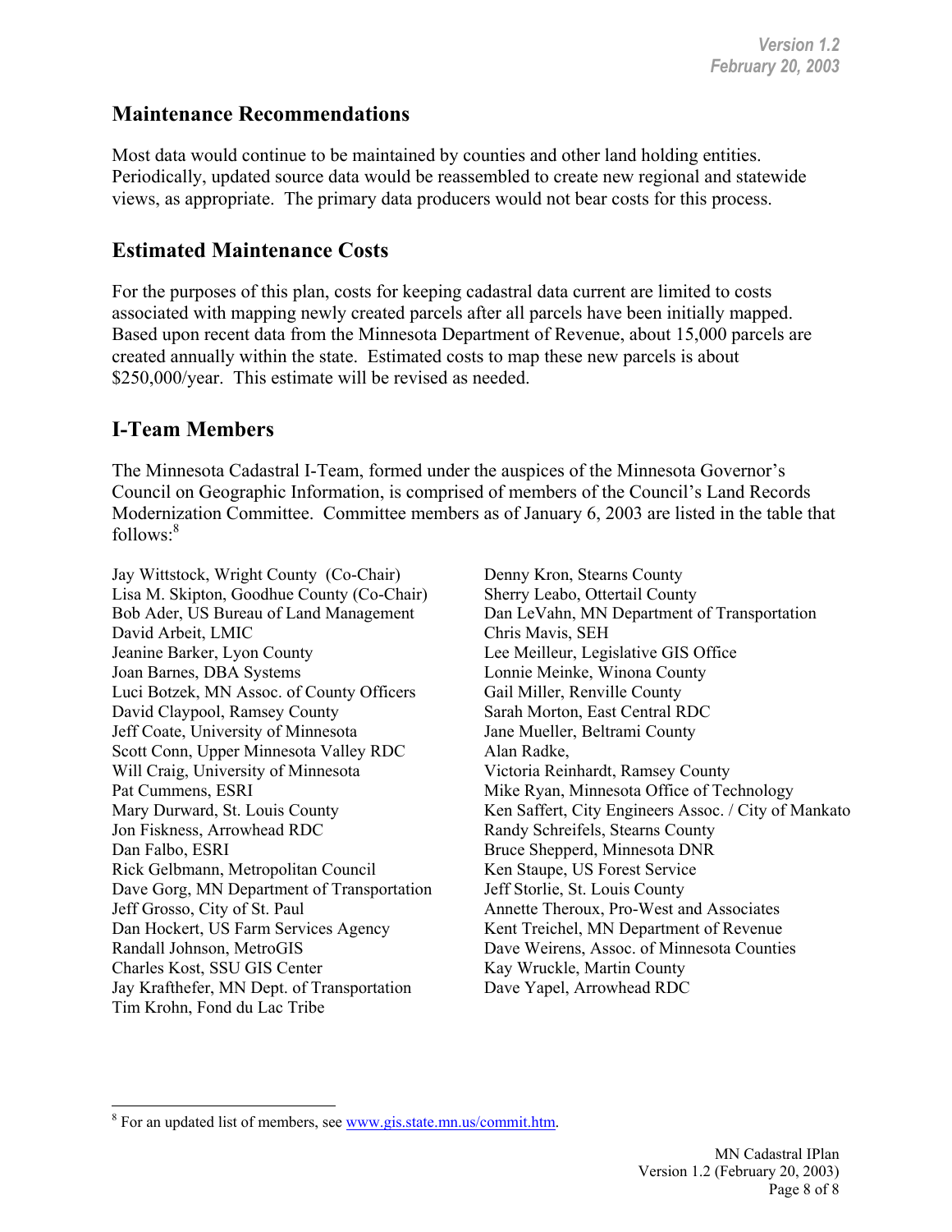## Maintenance Recommendations

Most data would continue to be maintained by counties and other land holding entities. Periodically, updated source data would be reassembled to create new regional and statewide views, as appropriate. The primary data producers would not bear costs for this process.

## Estimated Maintenance Costs

For the purposes of this plan, costs for keeping cadastral data current are limited to costs associated with mapping newly created parcels after all parcels have been initially mapped. Based upon recent data from the Minnesota Department of Revenue, about 15,000 parcels are created annually within the state. Estimated costs to map these new parcels is about $250,000/year. This estimate will be revised as needed.

## I-Team Members

The Minnesota Cadastral I-Team, formed under the auspices of the Minnesota Governor's Council on Geographic Information, is comprised of members of the Council's Land Records Modernization Committee. Committee members as of January 6, 2003 are listed in the table that follows:[8]

Jay Wittstock, Wright County (Co-Chair)
Lisa M. Skipton, Goodhue County (Co-Chair)
Bob Ader, US Bureau of Land Management
David Arbeit, LMIC
Jeanine Barker, Lyon County
Joan Barnes, DBA Systems
Luci Botzek, MN Assoc. of County Officers
David Claypool, Ramsey County
Jeff Coate, University of Minnesota
Scott Conn, Upper Minnesota Valley RDC
Will Craig, University of Minnesota
Pat Cummens, ESRI
Mary Durward, St. Louis County
Jon Fiskness, Arrowhead RDC
Dan Falbo, ESRI
Rick Gelbmann, Metropolitan Council
Dave Gorg, MN Department of Transportation
Jeff Grosso, City of St. Paul
Dan Hockert, US Farm Services Agency
Randall Johnson, MetroGIS
Charles Kost, SSU GIS Center
Jay Krafthefer, MN Dept. of Transportation
Tim Krohn, Fond du Lac Tribe
Denny Kron, Stearns County
Sherry Leabo, Ottertail County
Dan LeVahn, MN Department of Transportation
Chris Mavis, SEH
Lee Meilleur, Legislative GIS Office
Lonnie Meinke, Winona County
Gail Miller, Renville County
Sarah Morton, East Central RDC
Jane Mueller, Beltrami County
Alan Radke,
Victoria Reinhardt, Ramsey County
Mike Ryan, Minnesota Office of Technology
Ken Saffert, City Engineers Assoc. / City of Mankato
Randy Schreifels, Stearns County
Bruce Shepperd, Minnesota DNR
Ken Staupe, US Forest Service
Jeff Storlie, St. Louis County
Annette Theroux, Pro-West and Associates
Kent Treichel, MN Department of Revenue
Dave Weirens, Assoc. of Minnesota Counties
Kay Wruckle, Martin County
Dave Yapel, Arrowhead RDC

[8] For an updated list of members, see www.gis.state.mn.us/commit.htm.